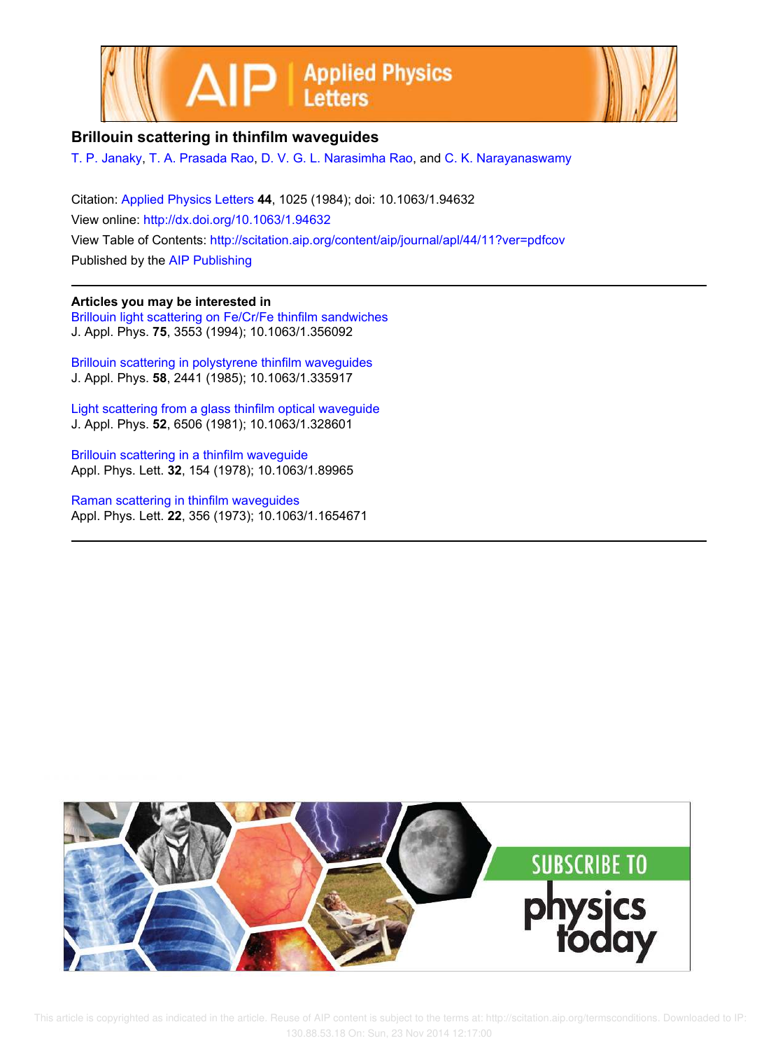# Brillouin scattering in thinfilm waveguides

T. P. Janaky, T. A. Prasada Rao, D. V. G. L. Narasimha Rao, and C. K. Narayanaswamy

Citation: Applied Physics Letters **44**, 1025 (1984); doi: 10.1063/1.94632
View online: http://dx.doi.org/10.1063/1.94632
View Table of Contents: http://scitation.aip.org/content/aip/journal/apl/44/11?ver=pdfcov
Published by the AIP Publishing

---

**Articles you may be interested in**

Brillouin light scattering on Fe/Cr/Fe thinfilm sandwiches
J. Appl. Phys. **75**, 3553 (1994); 10.1063/1.356092

Brillouin scattering in polystyrene thinfilm waveguides
J. Appl. Phys. **58**, 2441 (1985); 10.1063/1.335917

Light scattering from a glass thinfilm optical waveguide
J. Appl. Phys. **52**, 6506 (1981); 10.1063/1.328601

Brillouin scattering in a thinfilm waveguide
Appl. Phys. Lett. **32**, 154 (1978); 10.1063/1.89965

Raman scattering in thinfilm waveguides
Appl. Phys. Lett. **22**, 356 (1973); 10.1063/1.1654671

---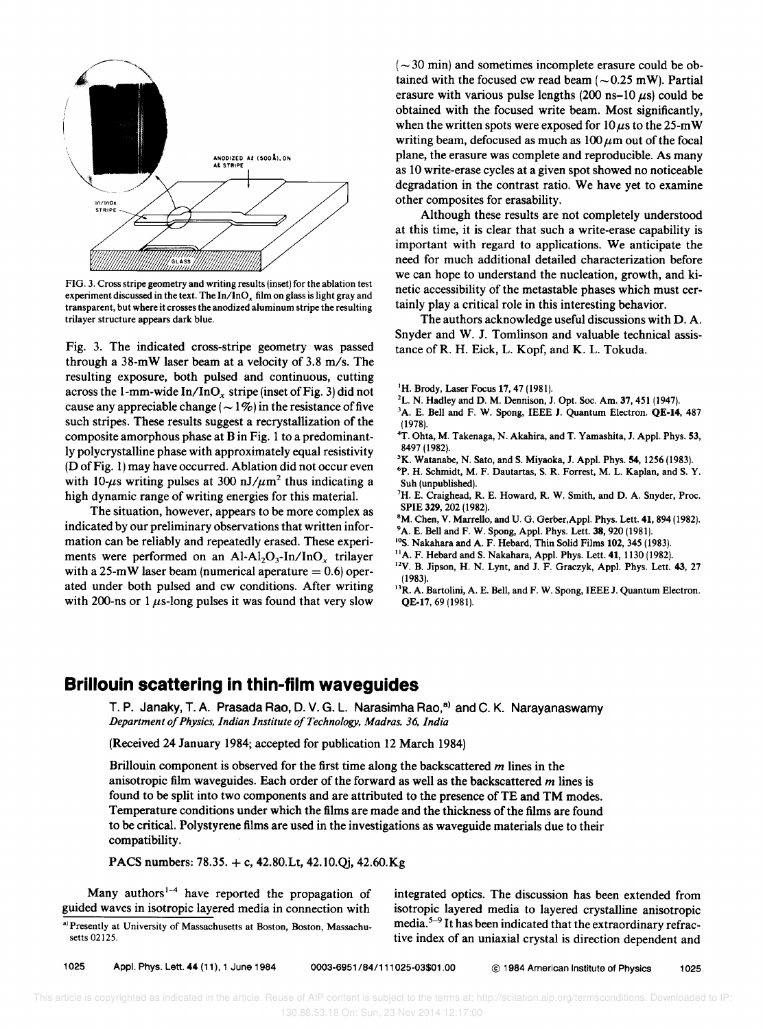FIG. 3. Cross stripe geometry and writing results (inset) for the ablation test experiment discussed in the text. The $In/InO_x$ film on glass is light gray and transparent, but where it crosses the anodized aluminum stripe the resulting trilayer structure appears dark blue.

Fig. 3. The indicated cross-stripe geometry was passed through a 38-mW laser beam at a velocity of 3.8 m/s. The resulting exposure, both pulsed and continuous, cutting across the 1-mm-wide $In/InO_x$ stripe (inset of Fig. 3) did not cause any appreciable change ($\sim 1\%$) in the resistance of five such stripes. These results suggest a recrystallization of the composite amorphous phase at B in Fig. 1 to a predominantly polycrystalline phase with approximately equal resistivity (D of Fig. 1) may have occurred. Ablation did not occur even with 10-$\mu$s writing pulses at 300 nJ/$\mu m^2$ thus indicating a high dynamic range of writing energies for this material.

The situation, however, appears to be more complex as indicated by our preliminary observations that written information can be reliably and repeatedly erased. These experiments were performed on an $Al$-$Al_2O_3$-$In/InO_x$ trilayer with a 25-mW laser beam (numerical aperature = 0.6) operated under both pulsed and cw conditions. After writing with 200-ns or 1 $\mu$s-long pulses it was found that very slow ($\sim 30$ min) and sometimes incomplete erasure could be obtained with the focused cw read beam ($\sim 0.25$ mW). Partial erasure with various pulse lengths (200 ns–10 $\mu$s) could be obtained with the focused write beam. Most significantly, when the written spots were exposed for 10 $\mu$s to the 25-mW writing beam, defocused as much as 100 $\mu$m out of the focal plane, the erasure was complete and reproducible. As many as 10 write-erase cycles at a given spot showed no noticeable degradation in the contrast ratio. We have yet to examine other composites for erasability.

Although these results are not completely understood at this time, it is clear that such a write-erase capability is important with regard to applications. We anticipate the need for much additional detailed characterization before we can hope to understand the nucleation, growth, and kinetic accessibility of the metastable phases which must certainly play a critical role in this interesting behavior.

The authors acknowledge useful discussions with D. A. Snyder and W. J. Tomlinson and valuable technical assistance of R. H. Eick, L. Kopf, and K. L. Tokuda.

[1] H. Brody, Laser Focus 17, 47 (1981).
[2] L. N. Hadley and D. M. Dennison, J. Opt. Soc. Am. 37, 451 (1947).
[3] A. E. Bell and F. W. Spong, IEEE J. Quantum Electron. QE-14, 487 (1978).
[4] T. Ohta, M. Takenaga, N. Akahira, and T. Yamashita, J. Appl. Phys. 53, 8497 (1982).
[5] K. Watanabe, N. Sato, and S. Miyaoka, J. Appl. Phys. 54, 1256 (1983).
[6] P. H. Schmidt, M. F. Dautartas, S. R. Forrest, M. L. Kaplan, and S. Y. Suh (unpublished).
[7] H. E. Craighead, R. E. Howard, R. W. Smith, and D. A. Snyder, Proc. SPIE 329, 202 (1982).
[8] M. Chen, V. Marrello, and U. G. Gerber, Appl. Phys. Lett. 41, 894 (1982).
[9] A. E. Bell and F. W. Spong, Appl. Phys. Lett. 38, 920 (1981).
[10] S. Nakahara and A. F. Hebard, Thin Solid Films 102, 345 (1983).
[11] A. F. Hebard and S. Nakahara, Appl. Phys. Lett. 41, 1130 (1982).
[12] V. B. Jipson, H. N. Lynt, and J. F. Graczyk, Appl. Phys. Lett. 43, 27 (1983).
[13] R. A. Bartolini, A. E. Bell, and F. W. Spong, IEEE J. Quantum Electron. QE-17, 69 (1981).

# Brillouin scattering in thin-film waveguides

T. P. Janaky, T. A. Prasada Rao, D. V. G. L. Narasimha Rao,[a] and C. K. Narayanaswamy
*Department of Physics, Indian Institute of Technology, Madras. 36, India*

(Received 24 January 1984; accepted for publication 12 March 1984)

Brillouin component is observed for the first time along the backscattered *m* lines in the anisotropic film waveguides. Each order of the forward as well as the backscattered *m* lines is found to be split into two components and are attributed to the presence of TE and TM modes. Temperature conditions under which the films are made and the thickness of the films are found to be critical. Polystyrene films are used in the investigations as waveguide materials due to their compatibility.

PACS numbers: 78.35. + c, 42.80.Lt, 42.10.Qj, 42.60.Kg

Many authors[1–4] have reported the propagation of guided waves in isotropic layered media in connection with integrated optics. The discussion has been extended from isotropic layered media to layered crystalline anisotropic media.[5–9] It has been indicated that the extraordinary refractive index of an uniaxial crystal is direction dependent and

[a] Presently at University of Massachusetts at Boston, Boston, Massachusetts 02125.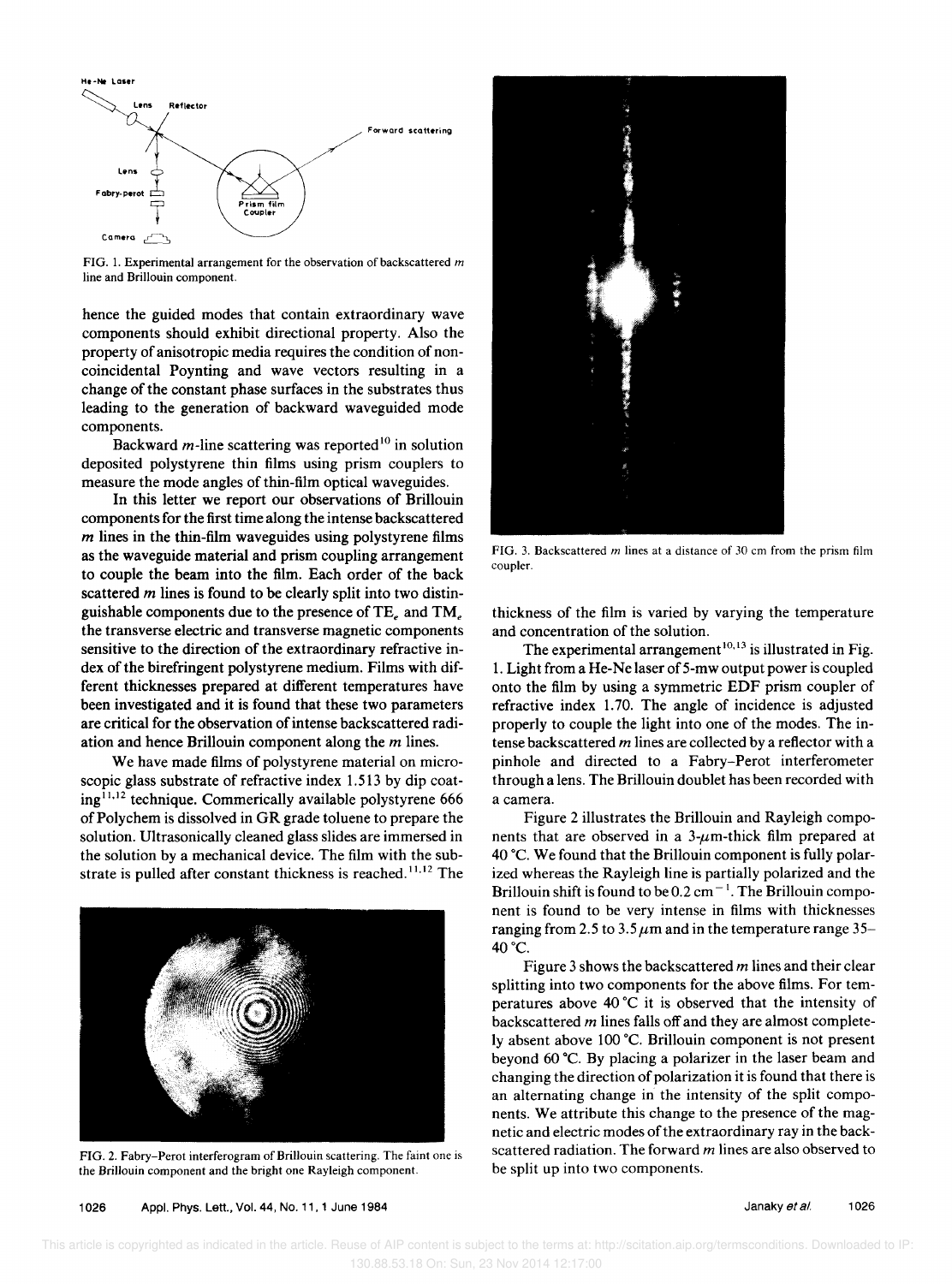FIG. 1. Experimental arrangement for the observation of backscattered $m$ line and Brillouin component.

hence the guided modes that contain extraordinary wave components should exhibit directional property. Also the property of anisotropic media requires the condition of noncoincidental Poynting and wave vectors resulting in a change of the constant phase surfaces in the substrates thus leading to the generation of backward waveguided mode components.

Backward $m$-line scattering was reported[10] in solution deposited polystyrene thin films using prism couplers to measure the mode angles of thin-film optical waveguides.

In this letter we report our observations of Brillouin components for the first time along the intense backscattered $m$ lines in the thin-film waveguides using polystyrene films as the waveguide material and prism coupling arrangement to couple the beam into the film. Each order of the back scattered $m$ lines is found to be clearly split into two distinguishable components due to the presence of $TE_e$ and $TM_e$ the transverse electric and transverse magnetic components sensitive to the direction of the extraordinary refractive index of the birefringent polystyrene medium. Films with different thicknesses prepared at different temperatures have been investigated and it is found that these two parameters are critical for the observation of intense backscattered radiation and hence Brillouin component along the $m$ lines.

We have made films of polystyrene material on microscopic glass substrate of refractive index 1.513 by dip coating[11,12] technique. Commerically available polystyrene 666 of Polychem is dissolved in GR grade toluene to prepare the solution. Ultrasonically cleaned glass slides are immersed in the solution by a mechanical device. The film with the substrate is pulled after constant thickness is reached.[11,12] The thickness of the film is varied by varying the temperature and concentration of the solution.

FIG. 2. Fabry–Perot interferogram of Brillouin scattering. The faint one is the Brillouin component and the bright one Rayleigh component.

FIG. 3. Backscattered $m$ lines at a distance of 30 cm from the prism film coupler.

The experimental arrangement[10,13] is illustrated in Fig. 1. Light from a He-Ne laser of 5-mw output power is coupled onto the film by using a symmetric EDF prism coupler of refractive index 1.70. The angle of incidence is adjusted properly to couple the light into one of the modes. The intense backscattered $m$ lines are collected by a reflector with a pinhole and directed to a Fabry–Perot interferometer through a lens. The Brillouin doublet has been recorded with a camera.

Figure 2 illustrates the Brillouin and Rayleigh components that are observed in a 3-$\mu$m-thick film prepared at 40 °C. We found that the Brillouin component is fully polarized whereas the Rayleigh line is partially polarized and the Brillouin shift is found to be 0.2 $cm^{-1}$. The Brillouin component is found to be very intense in films with thicknesses ranging from 2.5 to 3.5 $\mu$m and in the temperature range 35–40 °C.

Figure 3 shows the backscattered $m$ lines and their clear splitting into two components for the above films. For temperatures above 40 °C it is observed that the intensity of backscattered $m$ lines falls off and they are almost completely absent above 100 °C. Brillouin component is not present beyond 60 °C. By placing a polarizer in the laser beam and changing the direction of polarization it is found that there is an alternating change in the intensity of the split components. We attribute this change to the presence of the magnetic and electric modes of the extraordinary ray in the backscattered radiation. The forward $m$ lines are also observed to be split up into two components.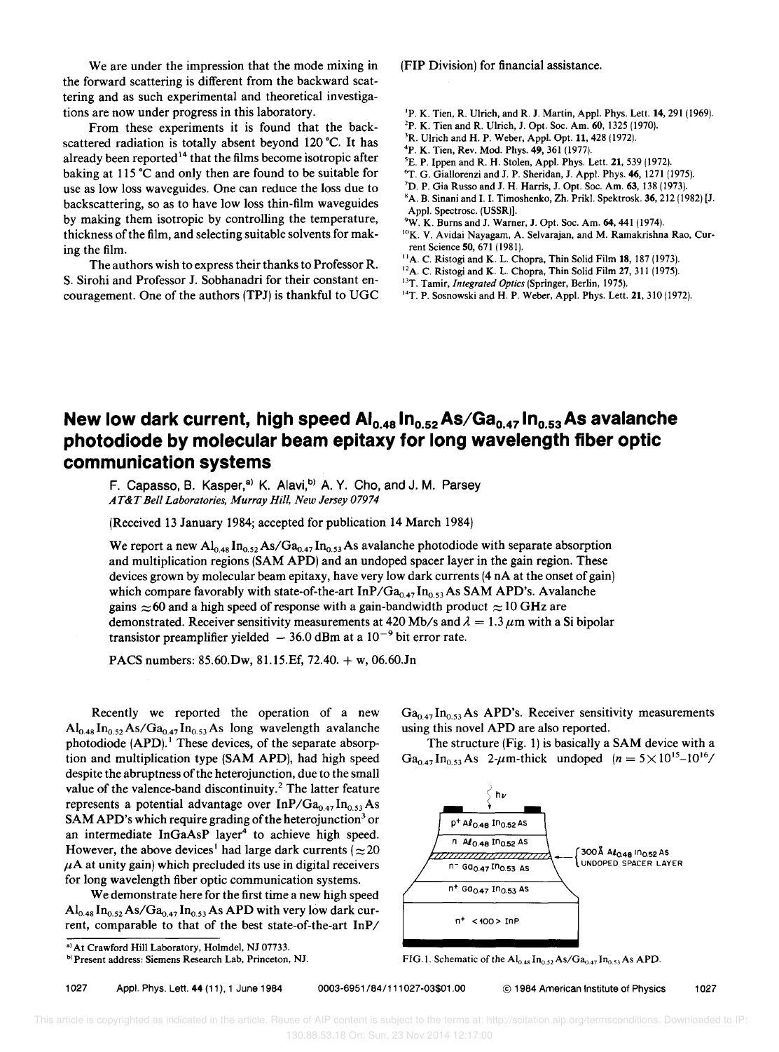We are under the impression that the mode mixing in the forward scattering is different from the backward scattering and as such experimental and theoretical investigations are now under progress in this laboratory.

From these experiments it is found that the backscattered radiation is totally absent beyond 120 °C. It has already been reported[14] that the films become isotropic after baking at 115 °C and only then are found to be suitable for use as low loss waveguides. One can reduce the loss due to backscattering, so as to have low loss thin-film waveguides by making them isotropic by controlling the temperature, thickness of the film, and selecting suitable solvents for making the film.

The authors wish to express their thanks to Professor R. S. Sirohi and Professor J. Sobhanadri for their constant encouragement. One of the authors (TPJ) is thankful to UGC (FIP Division) for financial assistance.

[1] P. K. Tien, R. Ulrich, and R. J. Martin, Appl. Phys. Lett. **14**, 291 (1969).
[2] P. K. Tien and R. Ulrich, J. Opt. Soc. Am. **60**, 1325 (1970).
[3] R. Ulrich and H. P. Weber, Appl. Opt. **11**, 428 (1972).
[4] P. K. Tien, Rev. Mod. Phys. **49**, 361 (1977).
[5] E. P. Ippen and R. H. Stolen, Appl. Phys. Lett. **21**, 539 (1972).
[6] T. G. Giallorenzi and J. P. Sheridan, J. Appl. Phys. **46**, 1271 (1975).
[7] D. P. Gia Russo and J. H. Harris, J. Opt. Soc. Am. **63**, 138 (1973).
[8] A. B. Sinani and I. I. Timoshenko, Zh. Prikl. Spektrosk. **36**, 212 (1982) [J. Appl. Spectrosc. (USSR)].
[9] W. K. Burns and J. Warner, J. Opt. Soc. Am. **64**, 441 (1974).
[10] K. V. Avidai Nayagam, A. Selvarajan, and M. Ramakrishna Rao, Current Science **50**, 671 (1981).
[11] A. C. Ristogi and K. L. Chopra, Thin Solid Film **18**, 187 (1973).
[12] A. C. Ristogi and K. L. Chopra, Thin Solid Film **27**, 311 (1975).
[13] T. Tamir, *Integrated Optics* (Springer, Berlin, 1975).
[14] T. P. Sosnowski and H. P. Weber, Appl. Phys. Lett. **21**, 310 (1972).

# New low dark current, high speed $Al_{0.48}In_{0.52}As/Ga_{0.47}In_{0.53}As$ avalanche photodiode by molecular beam epitaxy for long wavelength fiber optic communication systems

F. Capasso, B. Kasper,[a] K. Alavi,[b] A. Y. Cho, and J. M. Parsey
*AT&T Bell Laboratories, Murray Hill, New Jersey 07974*

(Received 13 January 1984; accepted for publication 14 March 1984)

We report a new $Al_{0.48}In_{0.52}As/Ga_{0.47}In_{0.53}As$ avalanche photodiode with separate absorption and multiplication regions (SAM APD) and an undoped spacer layer in the gain region. These devices grown by molecular beam epitaxy, have very low dark currents (4 nA at the onset of gain) which compare favorably with state-of-the-art $InP/Ga_{0.47}In_{0.53}As$ SAM APD's. Avalanche gains $\approx 60$ and a high speed of response with a gain-bandwidth product $\approx 10$ GHz are demonstrated. Receiver sensitivity measurements at 420 Mb/s and $\lambda = 1.3\ \mu m$ with a Si bipolar transistor preamplifier yielded $-36.0$ dBm at a $10^{-9}$ bit error rate.

PACS numbers: 85.60.Dw, 81.15.Ef, 72.40. + w, 06.60.Jn

Recently we reported the operation of a new $Al_{0.48}In_{0.52}As/Ga_{0.47}In_{0.53}As$ long wavelength avalanche photodiode (APD).[1] These devices, of the separate absorption and multiplication type (SAM APD), had high speed despite the abruptness of the heterojunction, due to the small value of the valence-band discontinuity.[2] The latter feature represents a potential advantage over $InP/Ga_{0.47}In_{0.53}As$ SAM APD's which require grading of the heterojunction[3] or an intermediate InGaAsP layer[4] to achieve high speed. However, the above devices[1] had large dark currents ($\approx 20$ $\mu A$ at unity gain) which precluded its use in digital receivers for long wavelength fiber optic communication systems.

We demonstrate here for the first time a new high speed $Al_{0.48}In_{0.52}As/Ga_{0.47}In_{0.53}As$ APD with very low dark current, comparable to that of the best state-of-the-art $InP/Ga_{0.47}In_{0.53}As$ APD's. Receiver sensitivity measurements using this novel APD are also reported.

The structure (Fig. 1) is basically a SAM device with a $Ga_{0.47}In_{0.53}As$ 2-$\mu$m-thick undoped ($n = 5\times10^{15}$–$10^{16}$/

hν
p+ $Al_{0.48}In_{0.52}As$
n $Al_{0.48}In_{0.52}As$
300 Å $Al_{0.48}In_{0.52}As$ UNDOPED SPACER LAYER
n− $Ga_{0.47}In_{0.53}As$
n+ $Ga_{0.47}In_{0.53}As$
n+ <100> InP

FIG. 1. Schematic of the $Al_{0.48}In_{0.52}As/Ga_{0.47}In_{0.53}As$ APD.

[a] At Crawford Hill Laboratory, Holmdel, NJ 07733.
[b] Present address: Siemens Research Lab, Princeton, NJ.